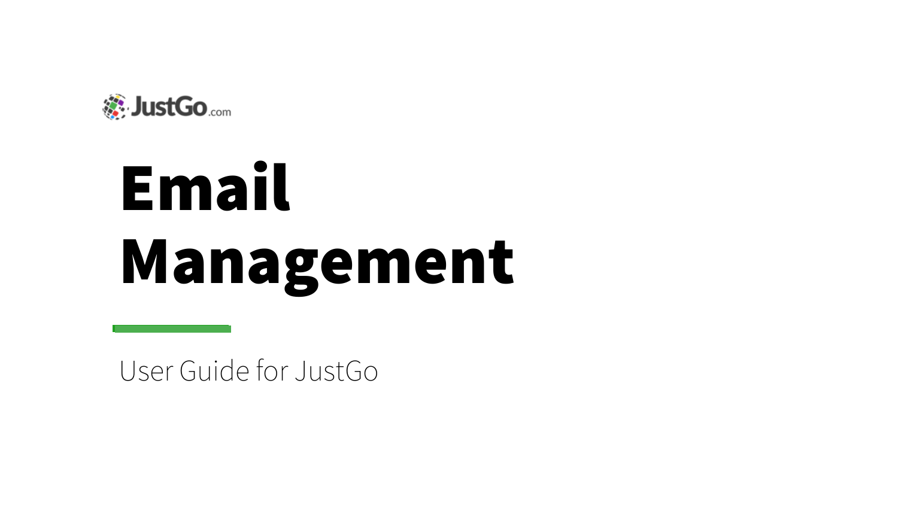JustGo.com

# Email Management

User Guide for JustGo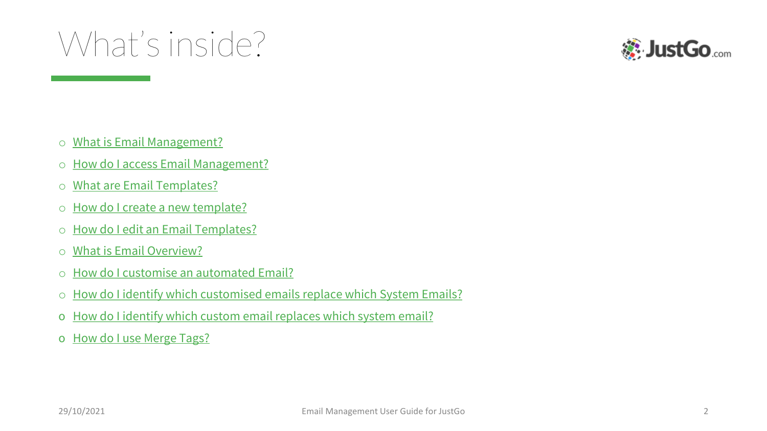# What's inside?

- What is Email Management?
- How do I access Email Management?
- What are Email Templates?
- How do I create a new template?
- How do I edit an Email Templates?
- What is Email Overview?
- How do I customise an automated Email?
- How do I identify which customised emails replace which System Emails?
- How do I identify which custom email replaces which system email?
- How do I use Merge Tags?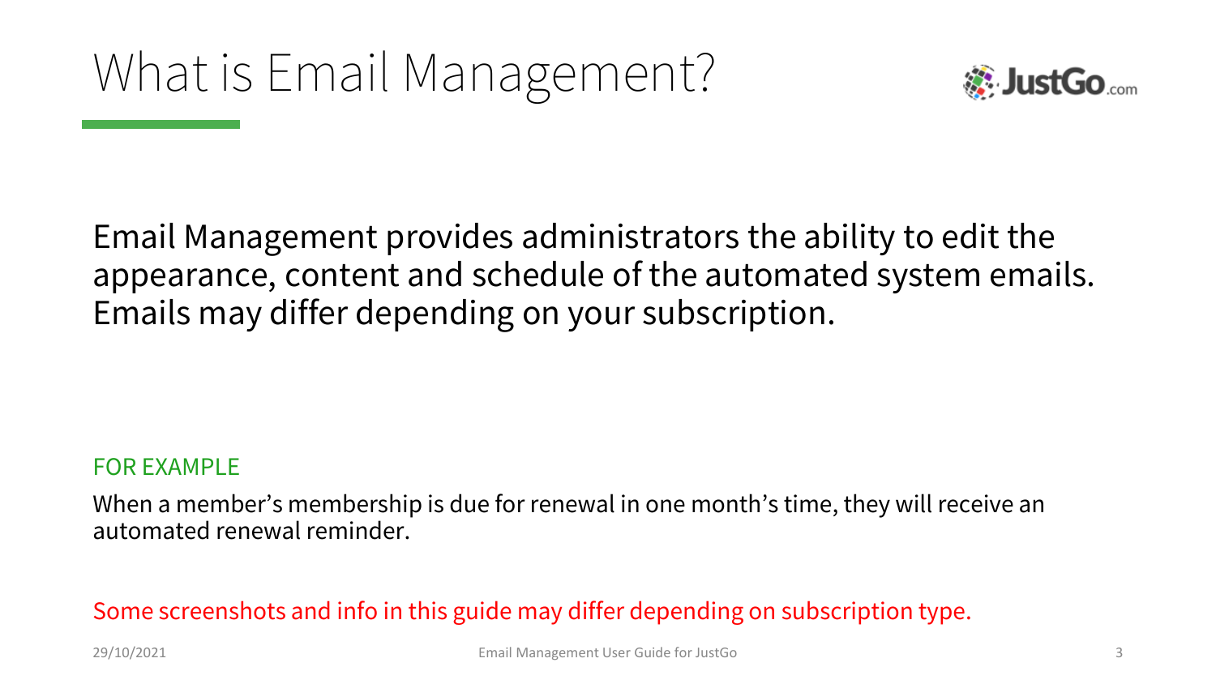# What is Email Management?

Email Management provides administrators the ability to edit the appearance, content and schedule of the automated system emails. Emails may differ depending on your subscription.

FOR EXAMPLE

When a member's membership is due for renewal in one month's time, they will receive an automated renewal reminder.

Some screenshots and info in this guide may differ depending on subscription type.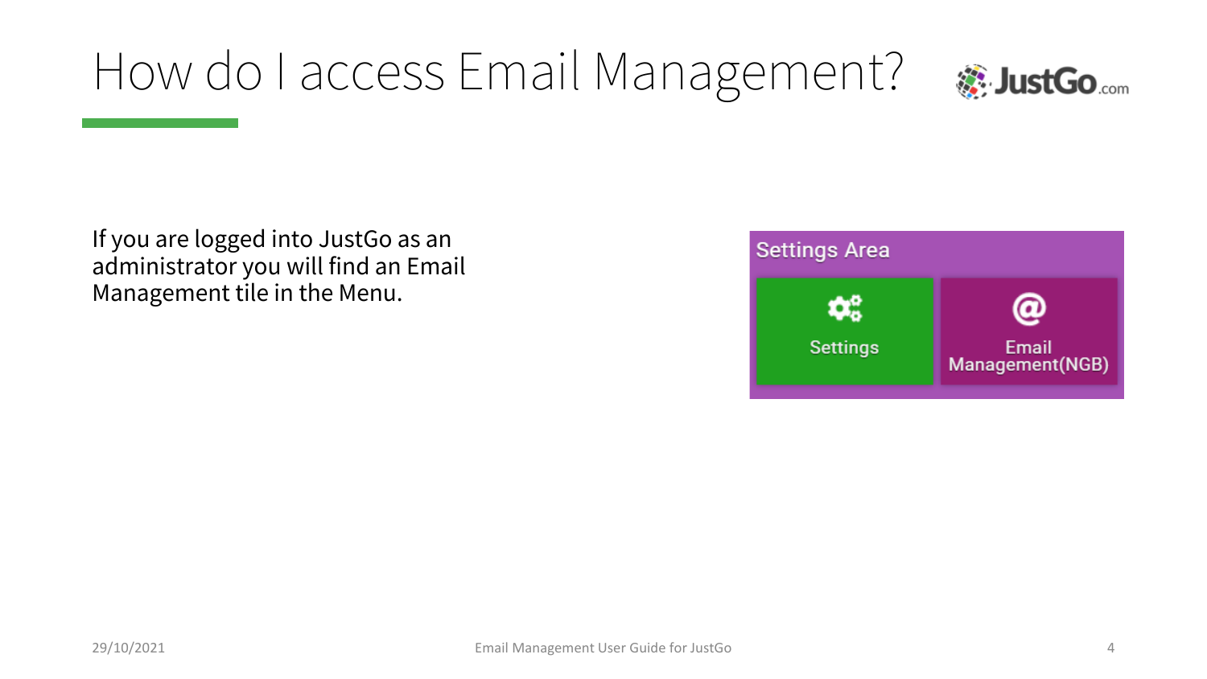# How do I access Email Management?

If you are logged into JustGo as an administrator you will find an Email Management tile in the Menu.

Settings Area

Settings

Email Management(NGB)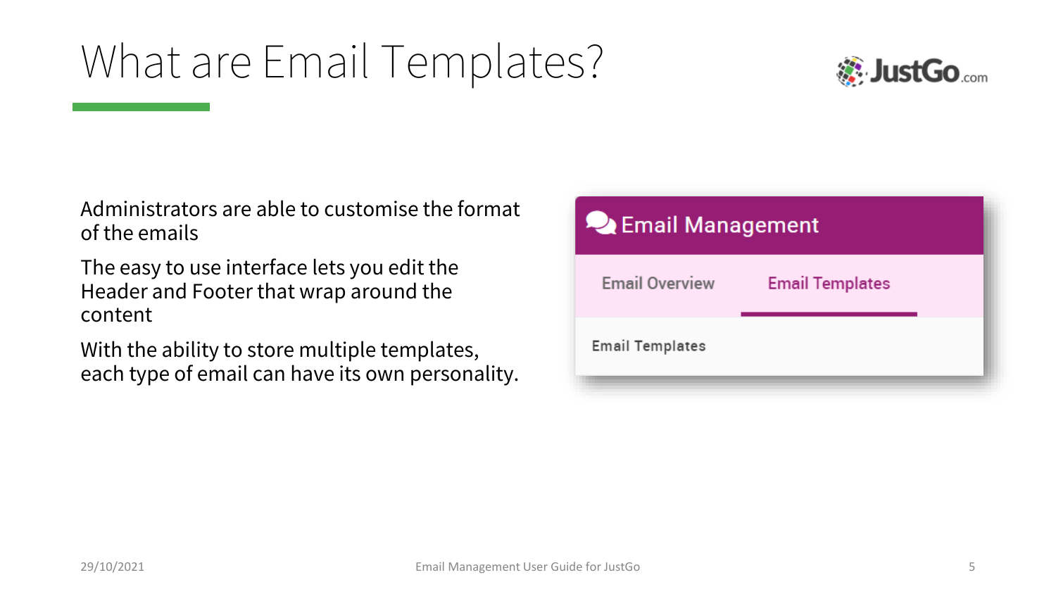# What are Email Templates?

Administrators are able to customise the format of the emails

The easy to use interface lets you edit the Header and Footer that wrap around the content

With the ability to store multiple templates, each type of email can have its own personality.

Email Management

Email Overview | Email Templates

Email Templates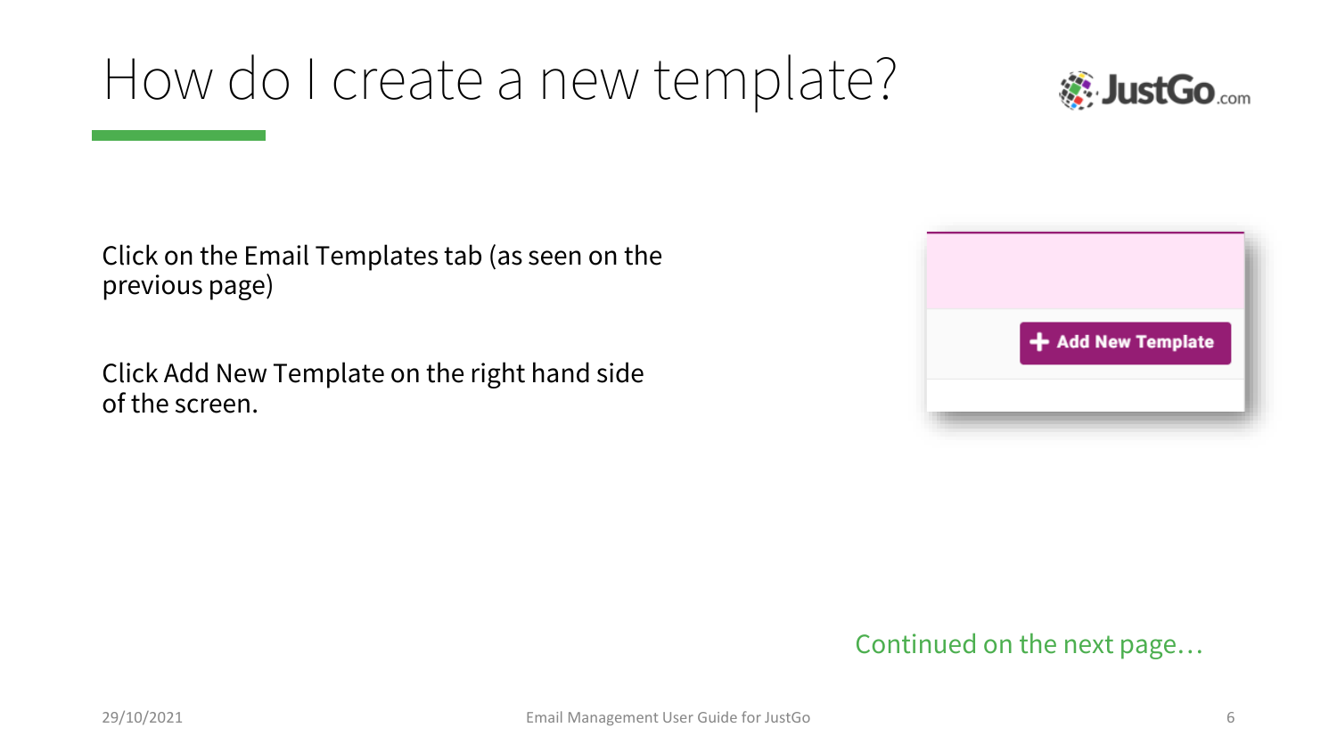# How do I create a new template?

Click on the Email Templates tab (as seen on the previous page)

Click Add New Template on the right hand side of the screen.

Continued on the next page…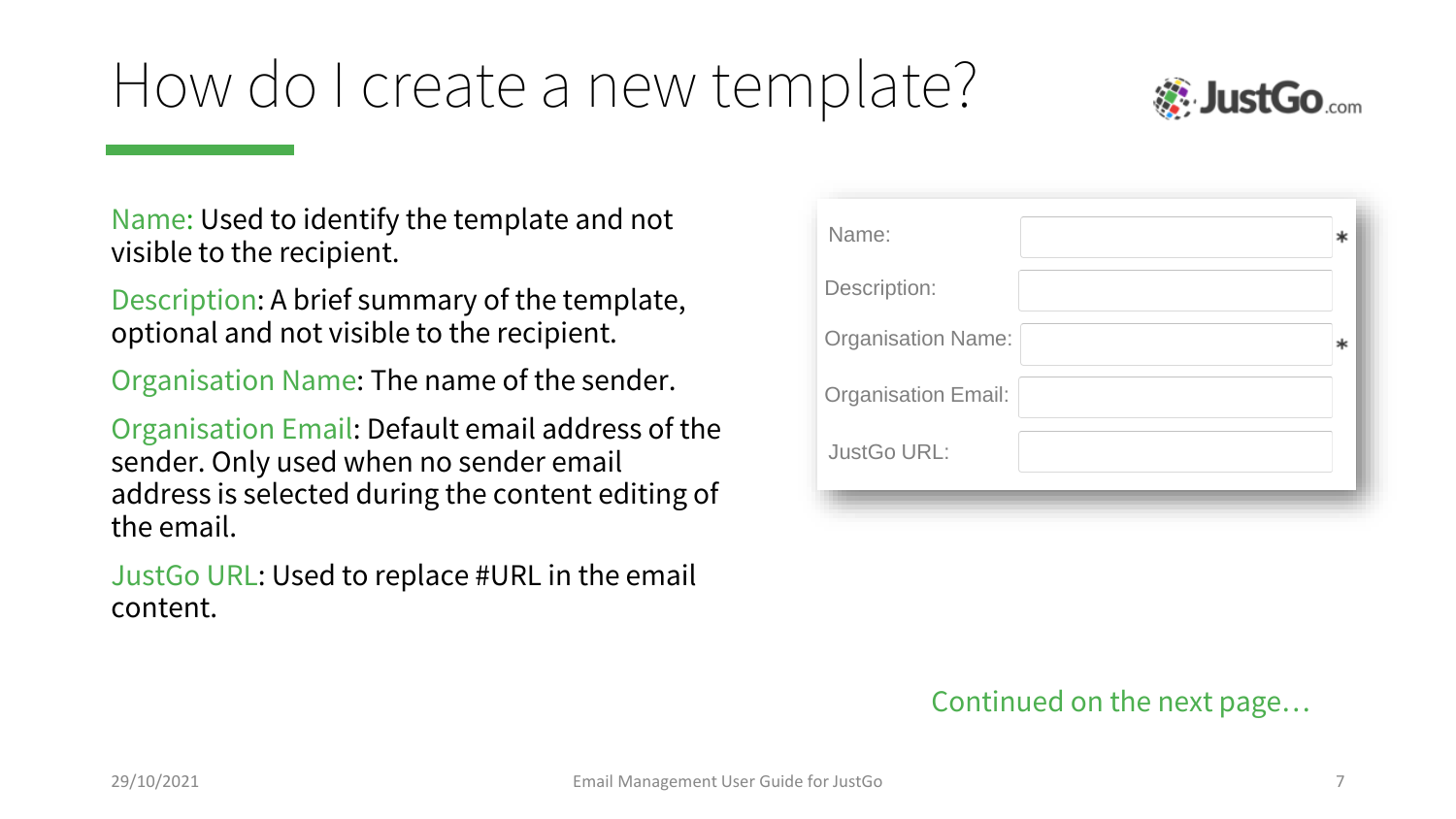# How do I create a new template?

Name: Used to identify the template and not visible to the recipient.

Description: A brief summary of the template, optional and not visible to the recipient.

Organisation Name: The name of the sender.

Organisation Email: Default email address of the sender. Only used when no sender email address is selected during the content editing of the email.

JustGo URL: Used to replace #URL in the email content.

| Field | Required |
| --- | --- |
| Name: | * |
| Description: | |
| Organisation Name: | * |
| Organisation Email: | |
| JustGo URL: | |

Continued on the next page…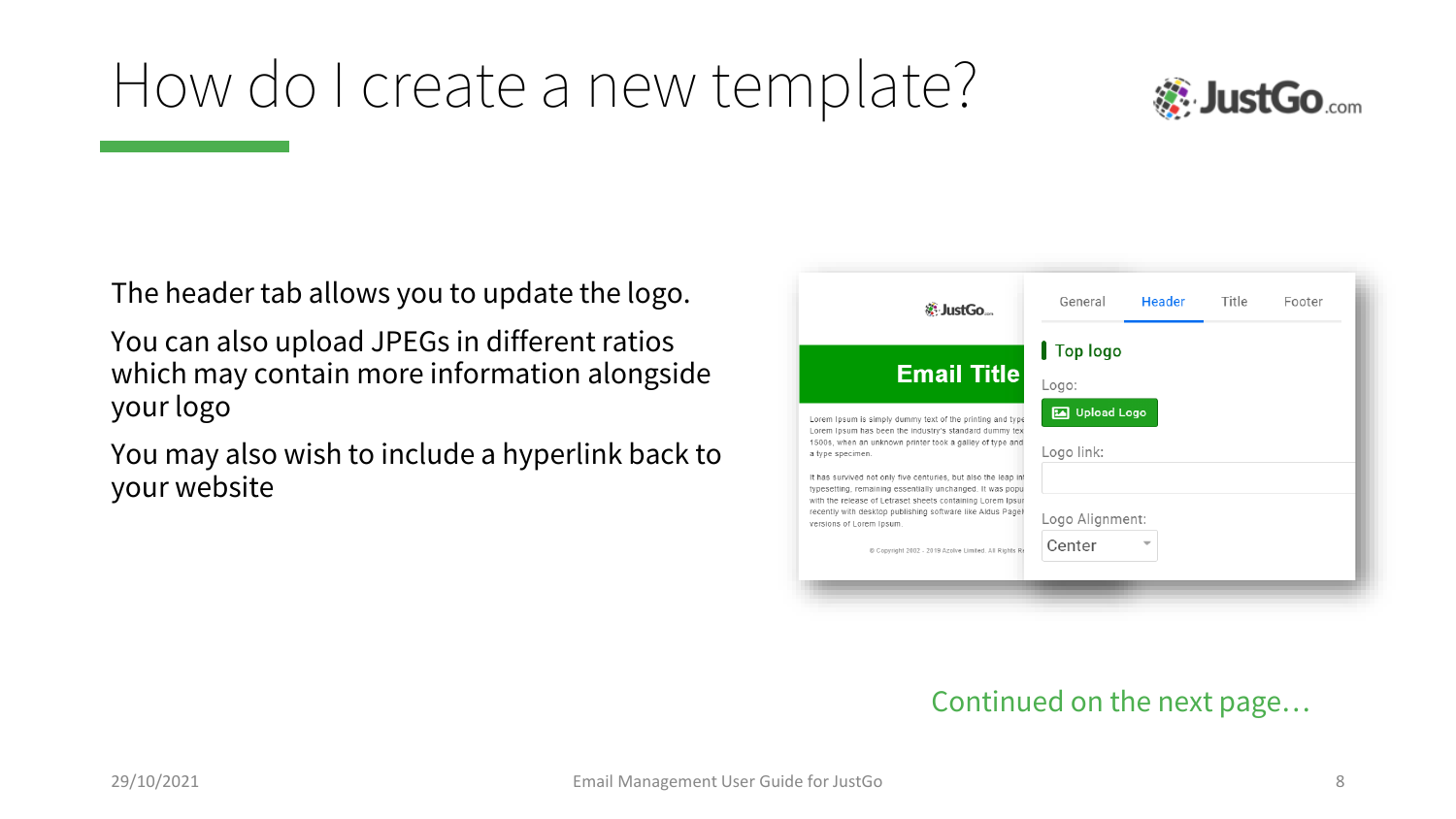# How do I create a new template?

The header tab allows you to update the logo.

You can also upload JPEGs in different ratios which may contain more information alongside your logo

You may also wish to include a hyperlink back to your website

Continued on the next page…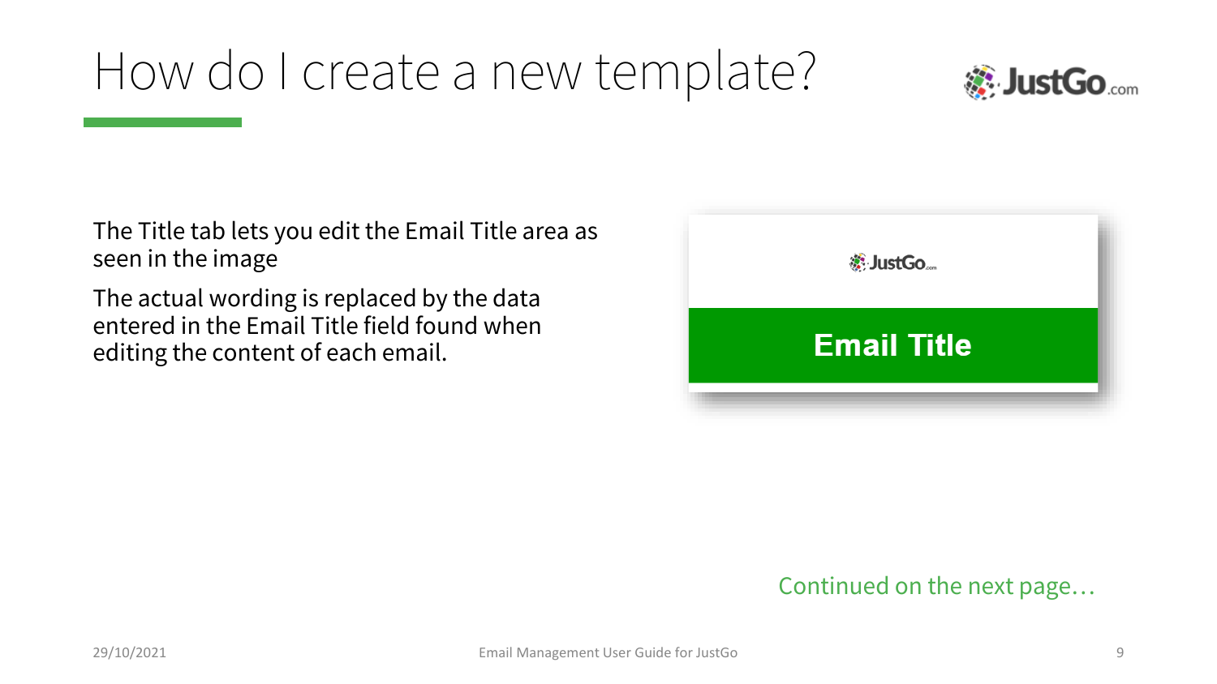# How do I create a new template?

The Title tab lets you edit the Email Title area as seen in the image

The actual wording is replaced by the data entered in the Email Title field found when editing the content of each email.

Continued on the next page…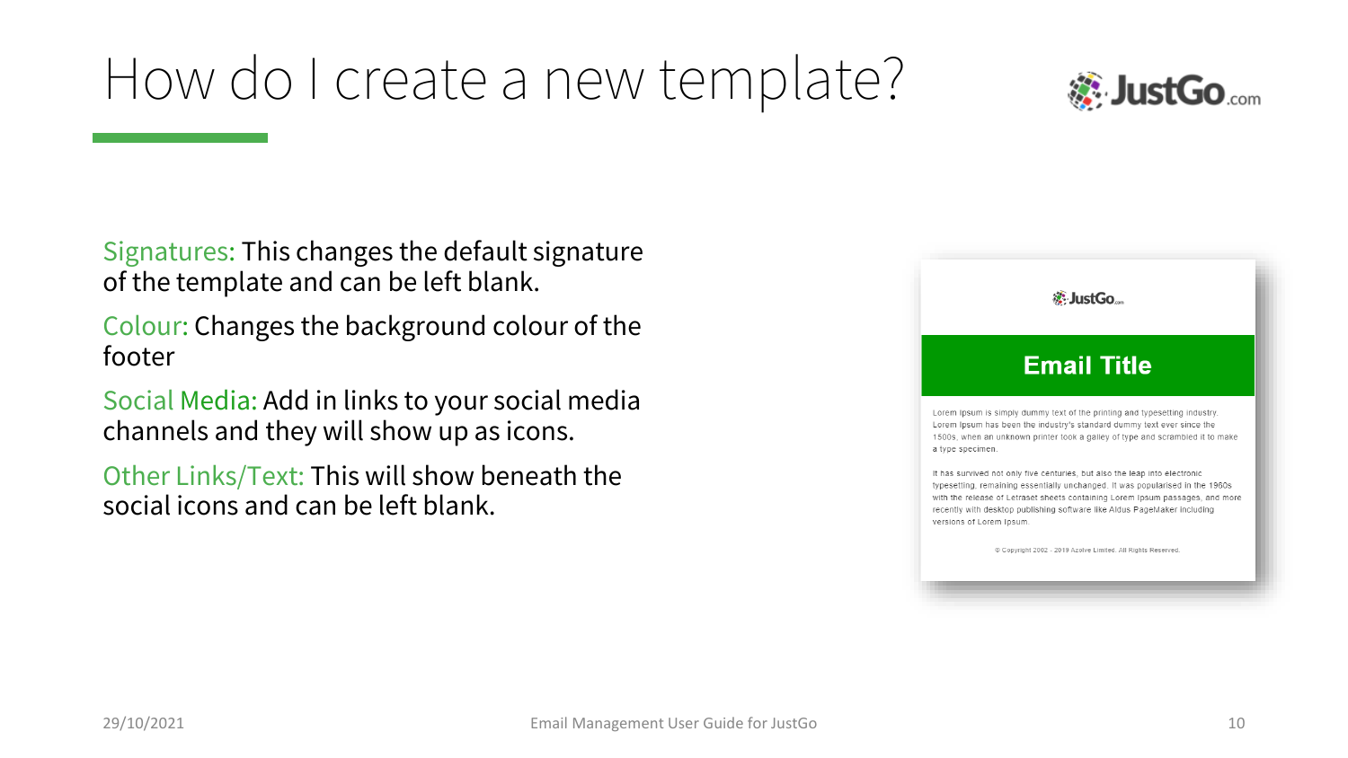# How do I create a new template?

Signatures: This changes the default signature of the template and can be left blank.

Colour: Changes the background colour of the footer

Social Media: Add in links to your social media channels and they will show up as icons.

Other Links/Text: This will show beneath the social icons and can be left blank.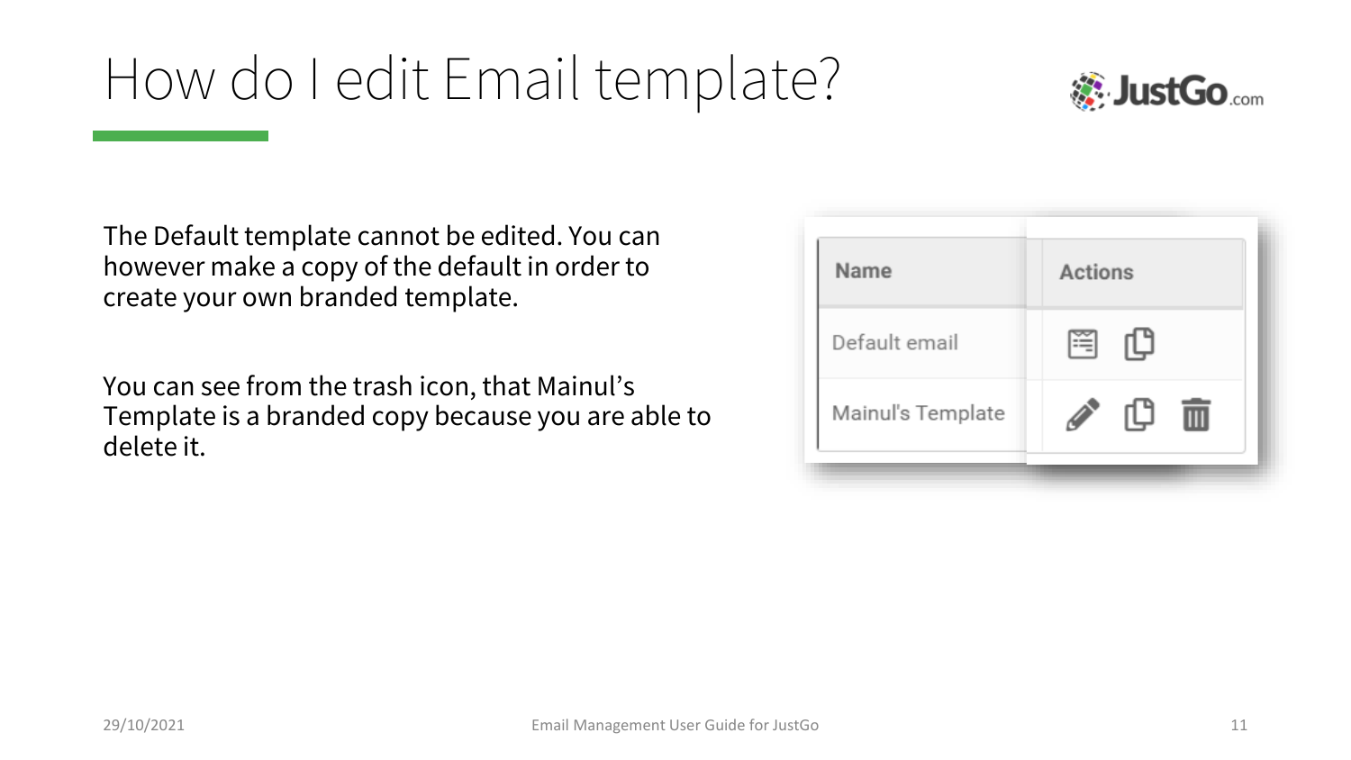# How do I edit Email template?

The Default template cannot be edited. You can however make a copy of the default in order to create your own branded template.

You can see from the trash icon, that Mainul's Template is a branded copy because you are able to delete it.

| Name | Actions |
|---|---|
| Default email | |
| Mainul's Template | |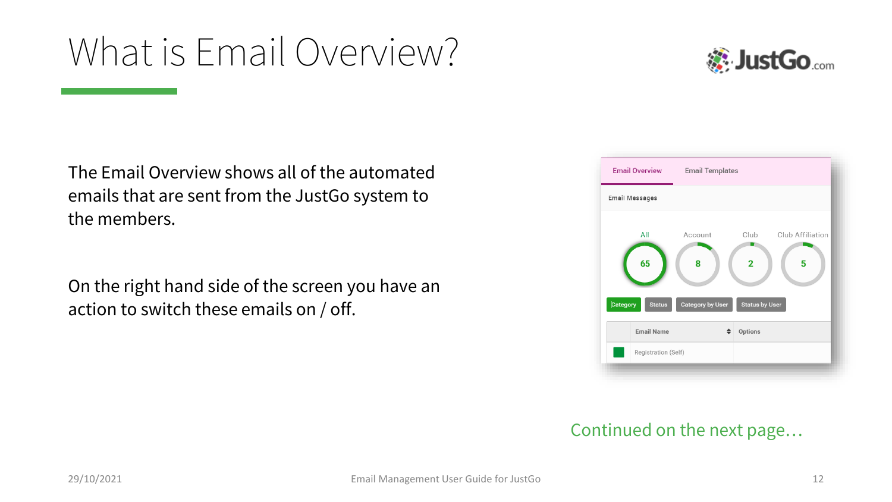# What is Email Overview?

The Email Overview shows all of the automated emails that are sent from the JustGo system to the members.

On the right hand side of the screen you have an action to switch these emails on / off.

Continued on the next page…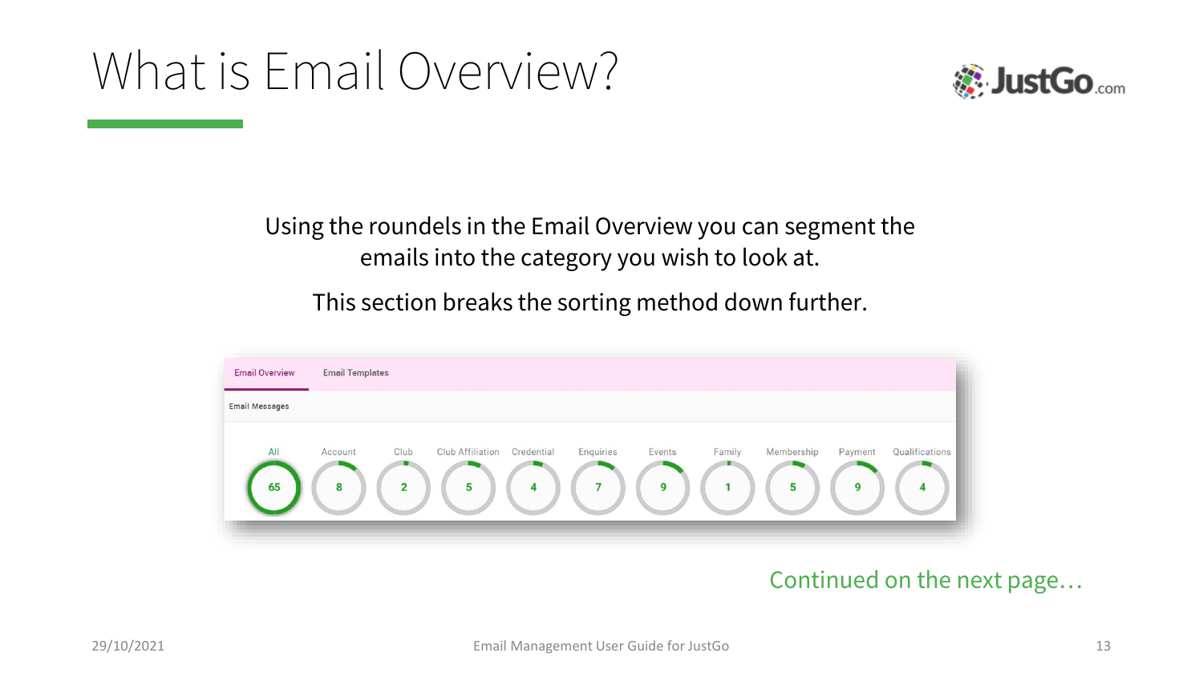# What is Email Overview?

Using the roundels in the Email Overview you can segment the emails into the category you wish to look at.

This section breaks the sorting method down further.

Email Overview | Email Templates

Email Messages

| All | Account | Club | Club Affiliation | Credential | Enquiries | Events | Family | Membership | Payment | Qualifications |
|---|---|---|---|---|---|---|---|---|---|---|
| 65 | 8 | 2 | 5 | 4 | 7 | 9 | 1 | 5 | 9 | 4 |

Continued on the next page…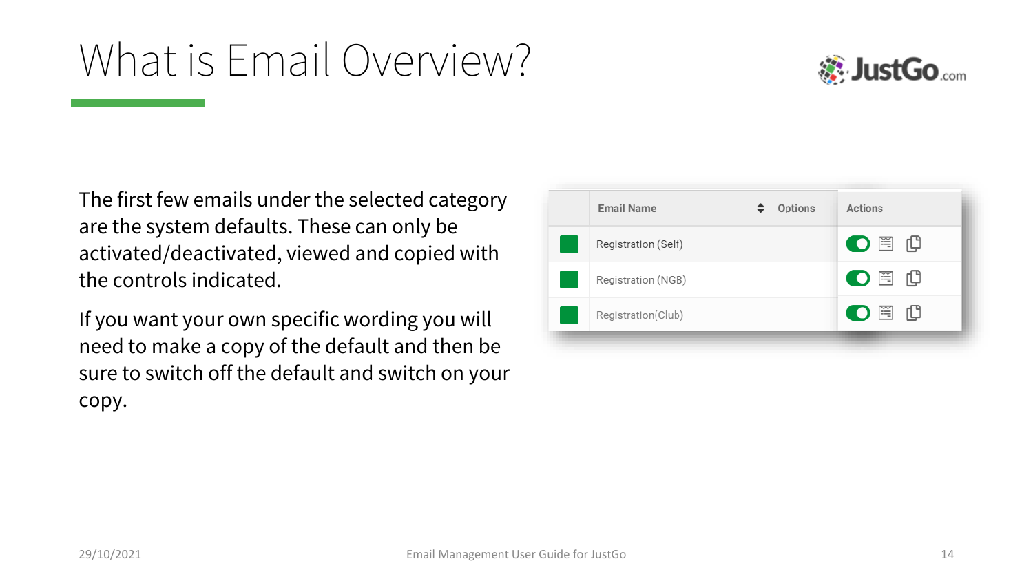# What is Email Overview?

The first few emails under the selected category are the system defaults. These can only be activated/deactivated, viewed and copied with the controls indicated.

If you want your own specific wording you will need to make a copy of the default and then be sure to switch off the default and switch on your copy.

| | Email Name | Options | Actions |
|---|---|---|---|
| | Registration (Self) | | |
| | Registration (NGB) | | |
| | Registration(Club) | | |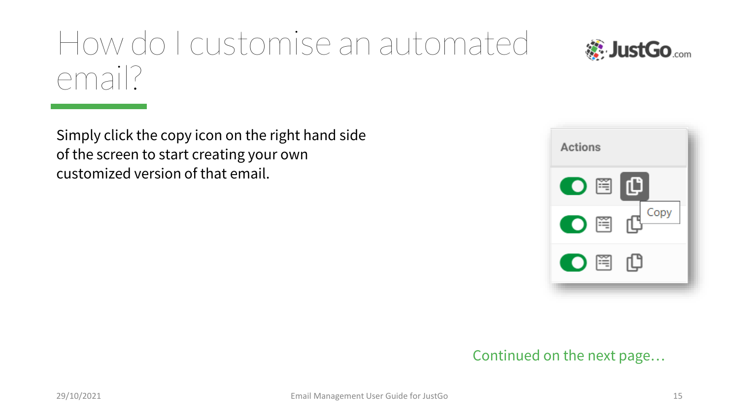# How do I customise an automated email?

Simply click the copy icon on the right hand side of the screen to start creating your own customized version of that email.

Continued on the next page…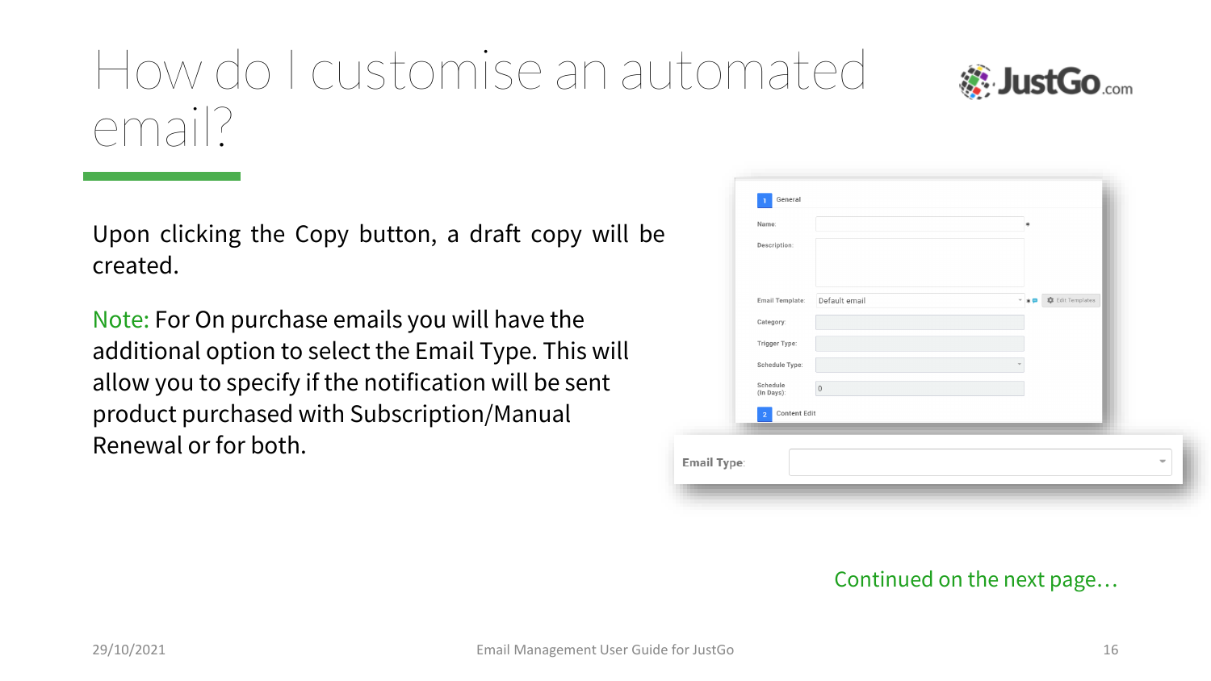# How do I customise an automated email?

Upon clicking the Copy button, a draft copy will be created.

Note: For On purchase emails you will have the additional option to select the Email Type. This will allow you to specify if the notification will be sent product purchased with Subscription/Manual Renewal or for both.

Continued on the next page…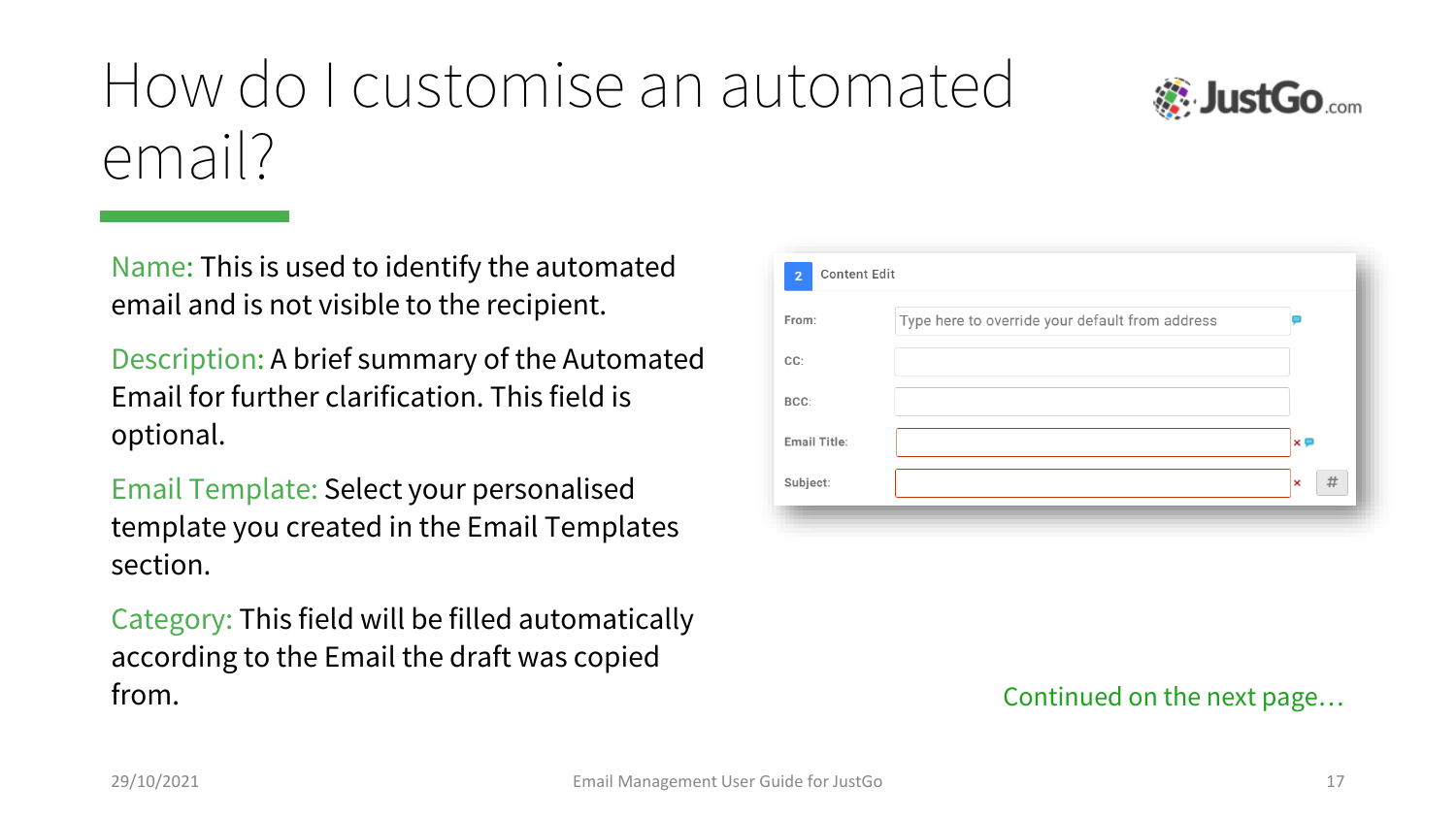# How do I customise an automated email?

Name: This is used to identify the automated email and is not visible to the recipient.

Description: A brief summary of the Automated Email for further clarification. This field is optional.

Email Template: Select your personalised template you created in the Email Templates section.

Category: This field will be filled automatically according to the Email the draft was copied from.

2 Content Edit

From: Type here to override your default from address

CC:

BCC:

Email Title:

Subject:

Continued on the next page…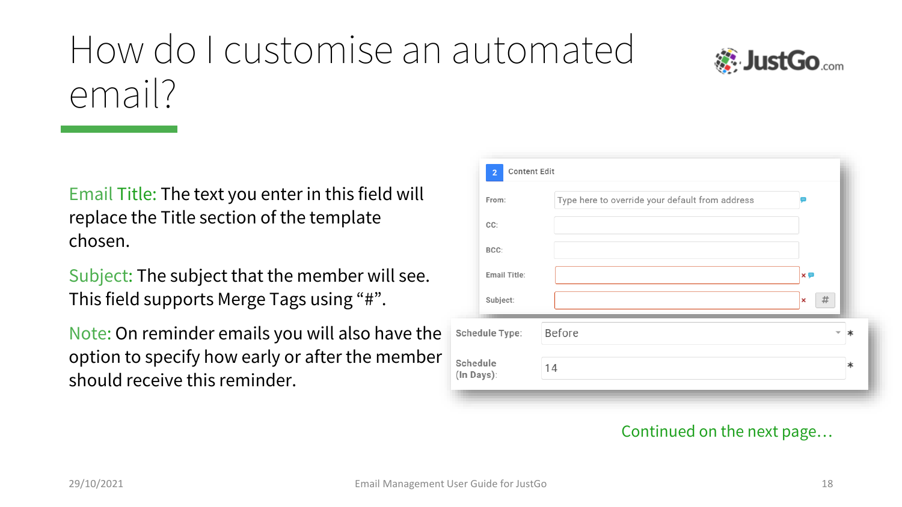# How do I customise an automated email?

Email Title: The text you enter in this field will replace the Title section of the template chosen.

Subject: The subject that the member will see. This field supports Merge Tags using “#”.

Note: On reminder emails you will also have the option to specify how early or after the member should receive this reminder.

Continued on the next page…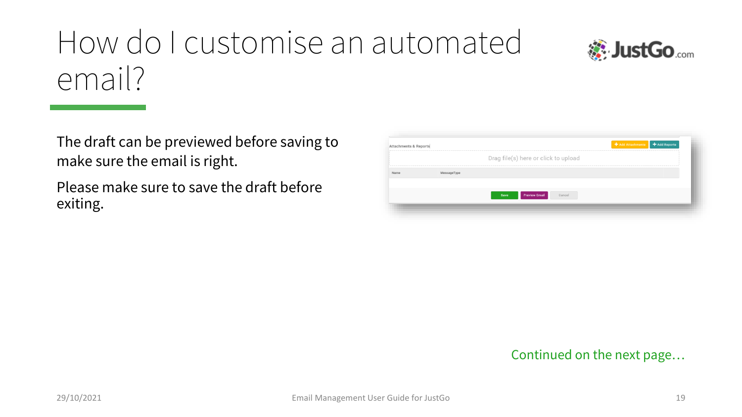# How do I customise an automated email?

The draft can be previewed before saving to make sure the email is right.

Please make sure to save the draft before exiting.

Continued on the next page…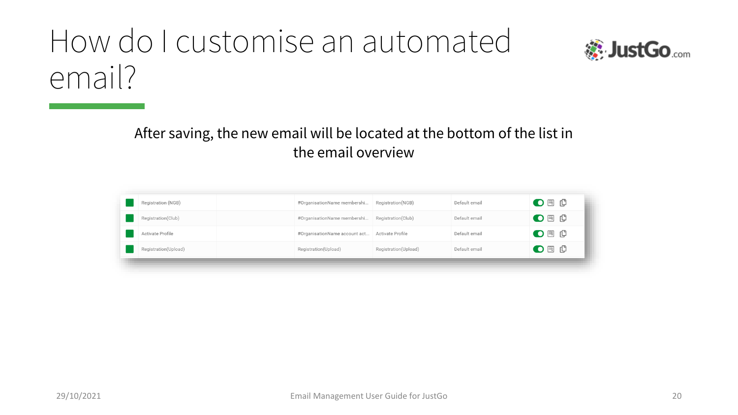# How do I customise an automated email?

After saving, the new email will be located at the bottom of the list in the email overview

| | | | | | |
|---|---|---|---|---|---|
| Registration (NGB) | | #OrganisationName membershi... | Registration(NGB) | Default email | |
| Registration(Club) | | #OrganisationName membershi... | Registration(Club) | Default email | |
| Activate Profile | | #OrganisationName account act... | Activate Profile | Default email | |
| Registration(Upload) | | Registration(Upload) | Registration(Upload) | Default email | |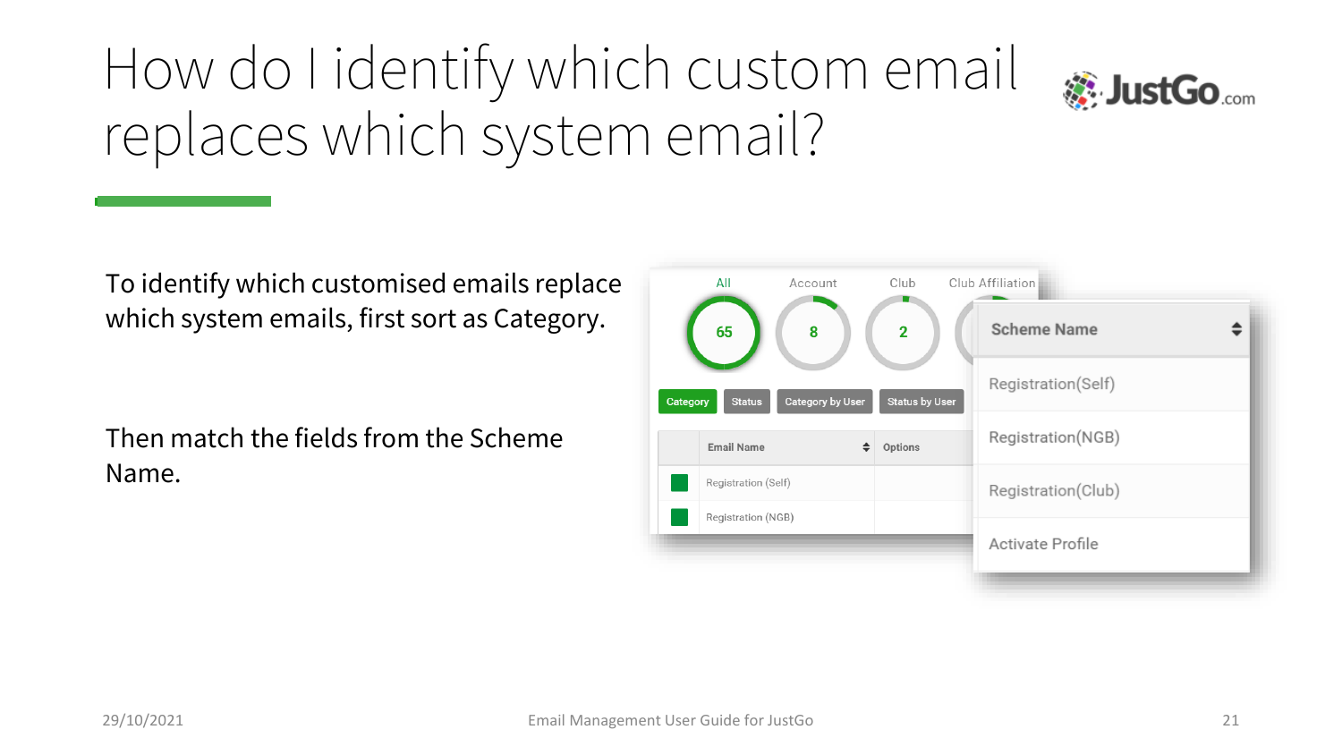# How do I identify which custom email replaces which system email?

To identify which customised emails replace which system emails, first sort as Category.

Then match the fields from the Scheme Name.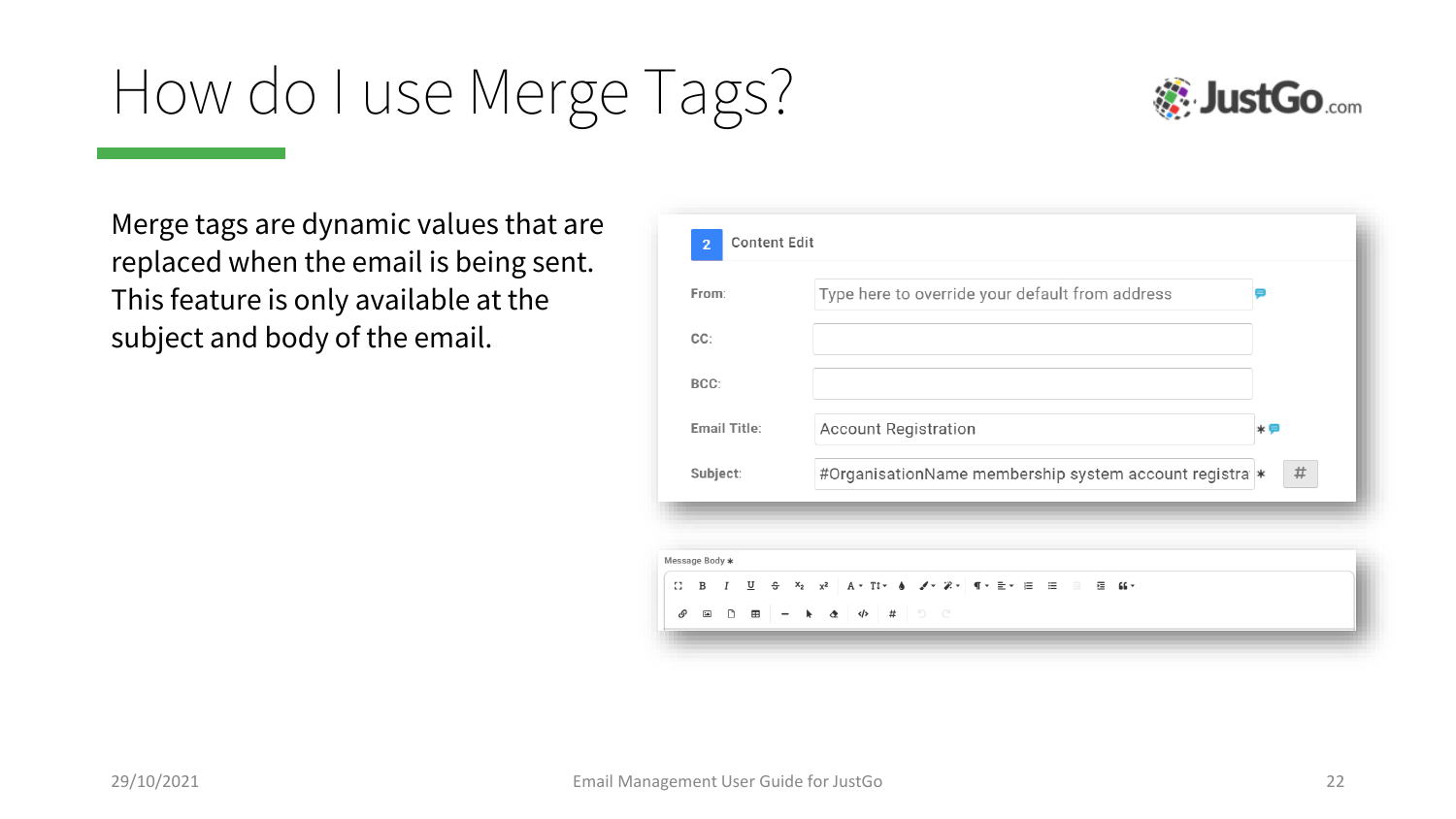# How do I use Merge Tags?

Merge tags are dynamic values that are replaced when the email is being sent. This feature is only available at the subject and body of the email.

2 Content Edit

From: Type here to override your default from address

CC:

BCC:

Email Title: Account Registration *

Subject: #OrganisationName membership system account registra *  #

Message Body *